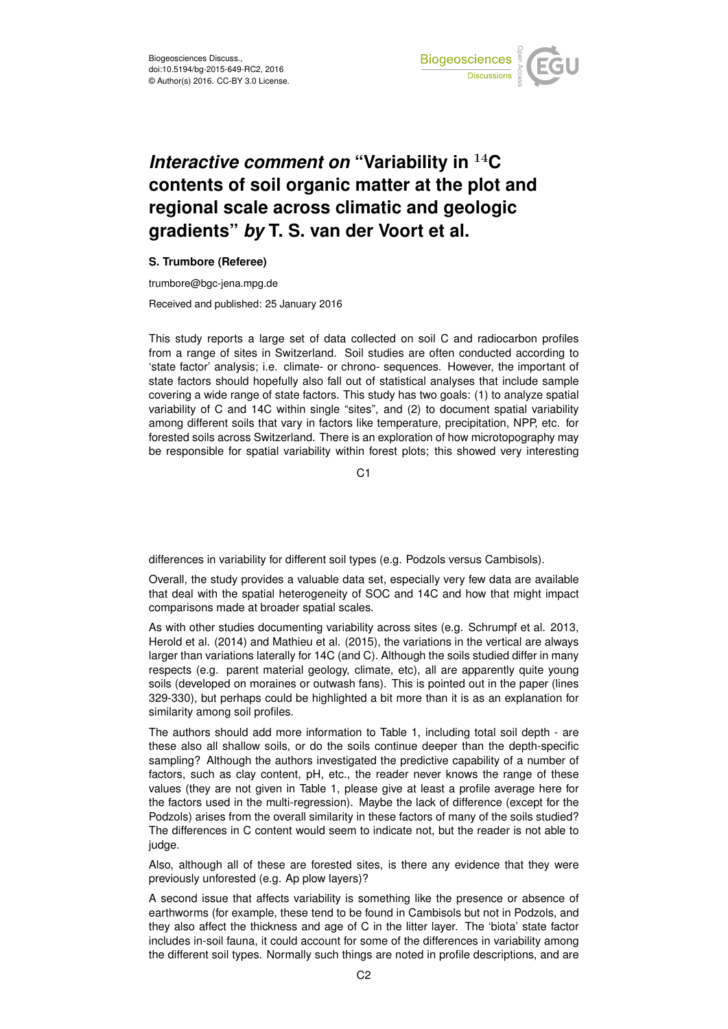# *Interactive comment on* "Variability in $^{14}$C contents of soil organic matter at the plot and regional scale across climatic and geologic gradients" *by* T. S. van der Voort et al.

**S. Trumbore (Referee)**

trumbore@bgc-jena.mpg.de

Received and published: 25 January 2016

This study reports a large set of data collected on soil C and radiocarbon profiles from a range of sites in Switzerland. Soil studies are often conducted according to 'state factor' analysis; i.e. climate- or chrono- sequences. However, the important of state factors should hopefully also fall out of statistical analyses that include sample covering a wide range of state factors. This study has two goals: (1) to analyze spatial variability of C and 14C within single "sites", and (2) to document spatial variability among different soils that vary in factors like temperature, precipitation, NPP, etc. for forested soils across Switzerland. There is an exploration of how microtopography may be responsible for spatial variability within forest plots; this showed very interesting differences in variability for different soil types (e.g. Podzols versus Cambisols).

Overall, the study provides a valuable data set, especially very few data are available that deal with the spatial heterogeneity of SOC and 14C and how that might impact comparisons made at broader spatial scales.

As with other studies documenting variability across sites (e.g. Schrumpf et al. 2013, Herold et al. (2014) and Mathieu et al. (2015), the variations in the vertical are always larger than variations laterally for 14C (and C). Although the soils studied differ in many respects (e.g. parent material geology, climate, etc), all are apparently quite young soils (developed on moraines or outwash fans). This is pointed out in the paper (lines 329-330), but perhaps could be highlighted a bit more than it is as an explanation for similarity among soil profiles.

The authors should add more information to Table 1, including total soil depth - are these also all shallow soils, or do the soils continue deeper than the depth-specific sampling? Although the authors investigated the predictive capability of a number of factors, such as clay content, pH, etc., the reader never knows the range of these values (they are not given in Table 1, please give at least a profile average here for the factors used in the multi-regression). Maybe the lack of difference (except for the Podzols) arises from the overall similarity in these factors of many of the soils studied? The differences in C content would seem to indicate not, but the reader is not able to judge.

Also, although all of these are forested sites, is there any evidence that they were previously unforested (e.g. Ap plow layers)?

A second issue that affects variability is something like the presence or absence of earthworms (for example, these tend to be found in Cambisols but not in Podzols, and they also affect the thickness and age of C in the litter layer. The 'biota' state factor includes in-soil fauna, it could account for some of the differences in variability among the different soil types. Normally such things are noted in profile descriptions, and are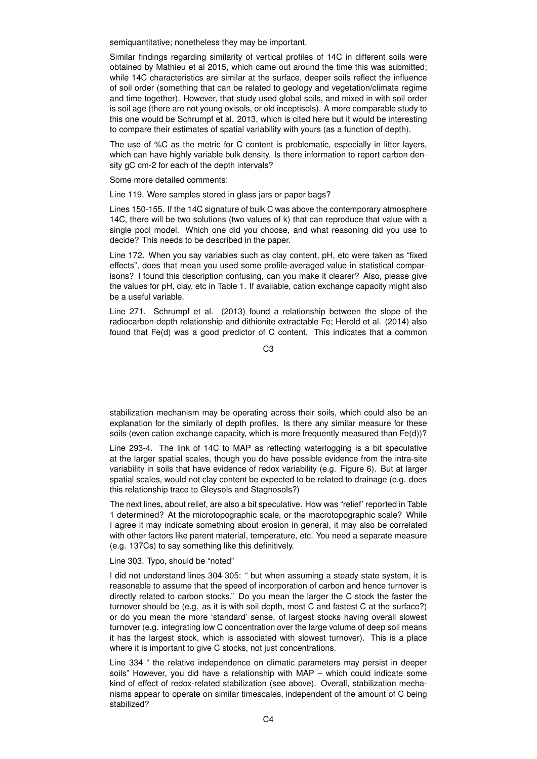semiquantitative; nonetheless they may be important.

Similar findings regarding similarity of vertical profiles of 14C in different soils were obtained by Mathieu et al 2015, which came out around the time this was submitted; while 14C characteristics are similar at the surface, deeper soils reflect the influence of soil order (something that can be related to geology and vegetation/climate regime and time together). However, that study used global soils, and mixed in with soil order is soil age (there are not young oxisols, or old inceptisols). A more comparable study to this one would be Schrumpf et al. 2013, which is cited here but it would be interesting to compare their estimates of spatial variability with yours (as a function of depth).

The use of %C as the metric for C content is problematic, especially in litter layers, which can have highly variable bulk density. Is there information to report carbon density gC cm-2 for each of the depth intervals?

Some more detailed comments:

Line 119. Were samples stored in glass jars or paper bags?

Lines 150-155. If the 14C signature of bulk C was above the contemporary atmosphere 14C, there will be two solutions (two values of k) that can reproduce that value with a single pool model. Which one did you choose, and what reasoning did you use to decide? This needs to be described in the paper.

Line 172. When you say variables such as clay content, pH, etc were taken as "fixed effects", does that mean you used some profile-averaged value in statistical comparisons? I found this description confusing, can you make it clearer? Also, please give the values for pH, clay, etc in Table 1. If available, cation exchange capacity might also be a useful variable.

Line 271. Schrumpf et al. (2013) found a relationship between the slope of the radiocarbon-depth relationship and dithionite extractable Fe; Herold et al. (2014) also found that Fe(d) was a good predictor of C content. This indicates that a common stabilization mechanism may be operating across their soils, which could also be an explanation for the similarly of depth profiles. Is there any similar measure for these soils (even cation exchange capacity, which is more frequently measured than Fe(d))?

Line 293-4. The link of 14C to MAP as reflecting waterlogging is a bit speculative at the larger spatial scales, though you do have possible evidence from the intra-site variability in soils that have evidence of redox variability (e.g. Figure 6). But at larger spatial scales, would not clay content be expected to be related to drainage (e.g. does this relationship trace to Gleysols and Stagnosols?)

The next lines, about relief, are also a bit speculative. How was "relief' reported in Table 1 determined? At the microtopographic scale, or the macrotopographic scale? While I agree it may indicate something about erosion in general, it may also be correlated with other factors like parent material, temperature, etc. You need a separate measure (e.g. 137Cs) to say something like this definitively.

Line 303. Typo, should be "noted"

I did not understand lines 304-305: " but when assuming a steady state system, it is reasonable to assume that the speed of incorporation of carbon and hence turnover is directly related to carbon stocks." Do you mean the larger the C stock the faster the turnover should be (e.g. as it is with soil depth, most C and fastest C at the surface?) or do you mean the more 'standard' sense, of largest stocks having overall slowest turnover (e.g. integrating low C concentration over the large volume of deep soil means it has the largest stock, which is associated with slowest turnover). This is a place where it is important to give C stocks, not just concentrations.

Line 334 " the relative independence on climatic parameters may persist in deeper soils" However, you did have a relationship with MAP – which could indicate some kind of effect of redox-related stabilization (see above). Overall, stabilization mechanisms appear to operate on similar timescales, independent of the amount of C being stabilized?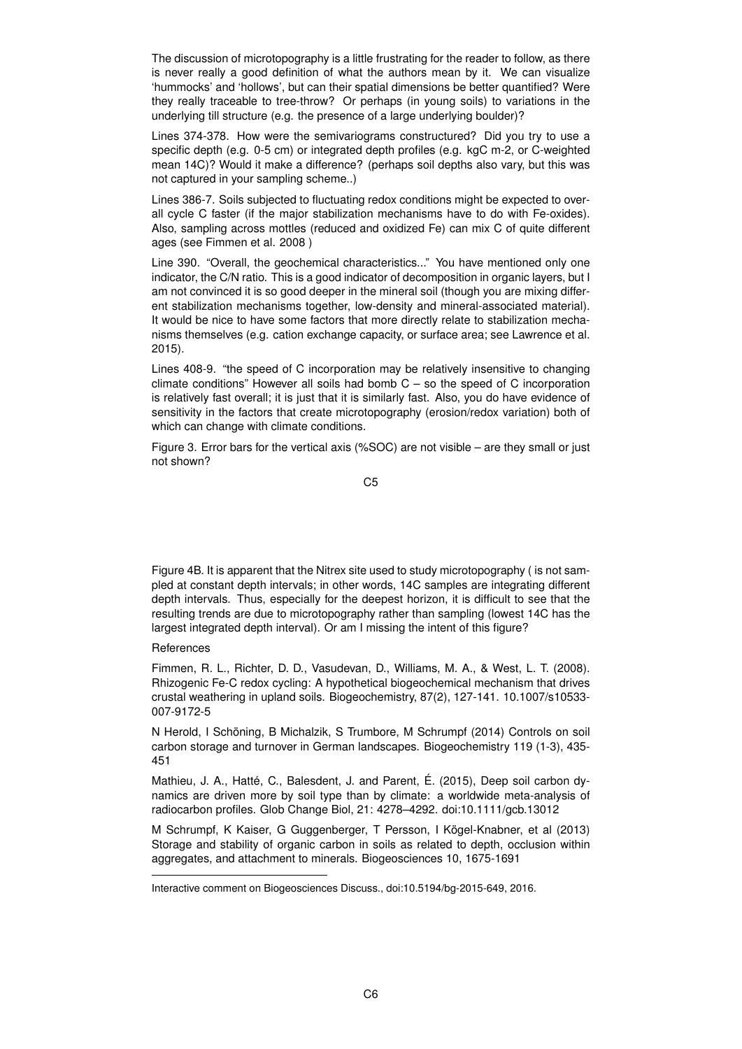The discussion of microtopography is a little frustrating for the reader to follow, as there is never really a good definition of what the authors mean by it. We can visualize 'hummocks' and 'hollows', but can their spatial dimensions be better quantified? Were they really traceable to tree-throw? Or perhaps (in young soils) to variations in the underlying till structure (e.g. the presence of a large underlying boulder)?

Lines 374-378. How were the semivariograms constructured? Did you try to use a specific depth (e.g. 0-5 cm) or integrated depth profiles (e.g. kgC m-2, or C-weighted mean 14C)? Would it make a difference? (perhaps soil depths also vary, but this was not captured in your sampling scheme..)

Lines 386-7. Soils subjected to fluctuating redox conditions might be expected to overall cycle C faster (if the major stabilization mechanisms have to do with Fe-oxides). Also, sampling across mottles (reduced and oxidized Fe) can mix C of quite different ages (see Fimmen et al. 2008 )

Line 390. "Overall, the geochemical characteristics..." You have mentioned only one indicator, the C/N ratio. This is a good indicator of decomposition in organic layers, but I am not convinced it is so good deeper in the mineral soil (though you are mixing different stabilization mechanisms together, low-density and mineral-associated material). It would be nice to have some factors that more directly relate to stabilization mechanisms themselves (e.g. cation exchange capacity, or surface area; see Lawrence et al. 2015).

Lines 408-9. "the speed of C incorporation may be relatively insensitive to changing climate conditions" However all soils had bomb C – so the speed of C incorporation is relatively fast overall; it is just that it is similarly fast. Also, you do have evidence of sensitivity in the factors that create microtopography (erosion/redox variation) both of which can change with climate conditions.

Figure 3. Error bars for the vertical axis (%SOC) are not visible – are they small or just not shown?

Figure 4B. It is apparent that the Nitrex site used to study microtopography ( is not sampled at constant depth intervals; in other words, 14C samples are integrating different depth intervals. Thus, especially for the deepest horizon, it is difficult to see that the resulting trends are due to microtopography rather than sampling (lowest 14C has the largest integrated depth interval). Or am I missing the intent of this figure?

References

Fimmen, R. L., Richter, D. D., Vasudevan, D., Williams, M. A., & West, L. T. (2008). Rhizogenic Fe-C redox cycling: A hypothetical biogeochemical mechanism that drives crustal weathering in upland soils. Biogeochemistry, 87(2), 127-141. 10.1007/s10533-007-9172-5

N Herold, I Schöning, B Michalzik, S Trumbore, M Schrumpf (2014) Controls on soil carbon storage and turnover in German landscapes. Biogeochemistry 119 (1-3), 435-451

Mathieu, J. A., Hatté, C., Balesdent, J. and Parent, É. (2015), Deep soil carbon dynamics are driven more by soil type than by climate: a worldwide meta-analysis of radiocarbon profiles. Glob Change Biol, 21: 4278–4292. doi:10.1111/gcb.13012

M Schrumpf, K Kaiser, G Guggenberger, T Persson, I Kögel-Knabner, et al (2013) Storage and stability of organic carbon in soils as related to depth, occlusion within aggregates, and attachment to minerals. Biogeosciences 10, 1675-1691

---

Interactive comment on Biogeosciences Discuss., doi:10.5194/bg-2015-649, 2016.